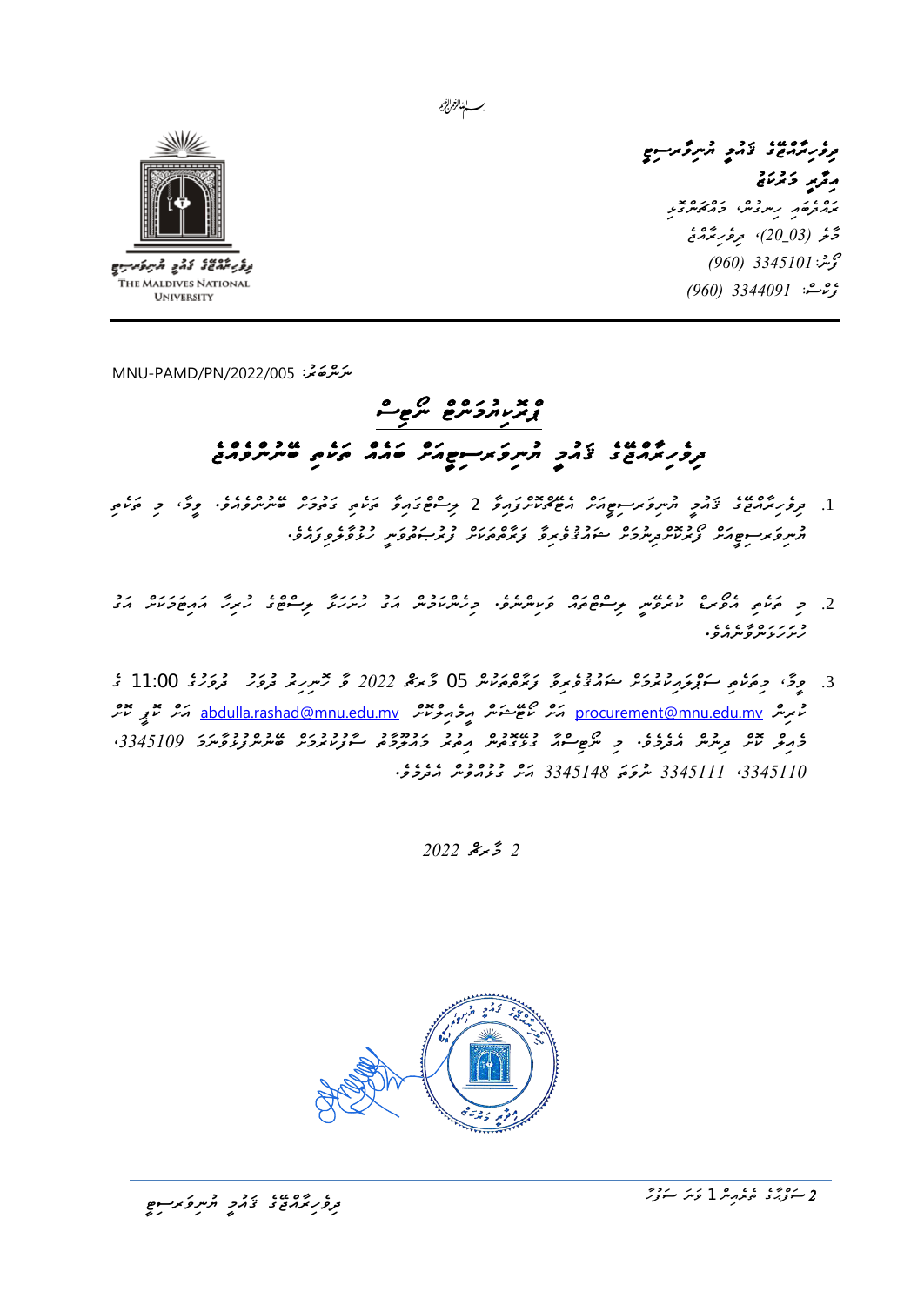بسم الله الرحمن الرحيم

ދިވެހިރާއްޖޭގެ ޤައުމީ ޔުނިވަރސިޓީ
އިދާރީ މަރުކަޒު
ރަހްދެބައި ހިނގުން، މަޖީދީމަގު
މާލެ (20_03)، ދިވެހިރާއްޖެ
ފޯން: 3345101 (960)
ފެކްސް: 3344091 (960)

THE MALDIVES NATIONAL UNIVERSITY

ނަންބަރު: MNU-PAMD/PN/2022/005

# ޕްރޮކިއުމަންޓް ނޯޓިސް

## ދިވެހިރާއްޖޭގެ ޤައުމީ ޔުނިވަރސިޓީއަށް ބަހެއް ކުއްޔަށް ބޭނުންވެއްޖެ

1. ދިވެހިރާއްޖޭގެ ޤައުމީ ޔުނިވަރސިޓީއަށް އެއާކޮންޑިޝަންޑްވާ 2 ބަހެއް ކުއްޔަށް ބޭނުންވެއެވެ. ވީމާ، މި ބަހެއް ޔުނިވަރސިޓީއަށް ފޯރުކޮށްދިނުމަށް ޝައުޤުވެރިވާ ފަރާތްތަކަށް ފުރުޞަތު ހުޅުވާލަމެވެ.

2. މި ބަހާއި ގުޅޭ ޕްރޮޕޯސަލް ޝީޓާއި ސްޕެސިފިކޭޝަން ވެބްސައިޓުން ލިބެން ހުންނާނެއެވެ. މި ޝީޓާއި ސްޕެސިފިކޭޝަނަށް ބަލައިގެން ބީލަން ހުށަހަޅަންވާނެއެވެ.

3. ވީމާ، މިބީލަމަށް ސަބްމިޝަންތައް ހުށަހަޅަންވާނީ 05 ޖޫން 2022 ވާ އާދިއްތަ ދުވަހުގެ 11:00 ގެ ކުރިން procurement@mnu.edu.mv އަށް ކޯޓޭޝަން ދިމާކޮށް abdulla.rashad@mnu.edu.mv އަށް ކޮޕީ ކޮށް މެއިލް ކޮށްގެންނެވެ. މި ނޯޓިސްއާ ބެހޭގޮތުން އިތުރު މަޢުލޫމާތު ބޭނުންވާނަމަ 3345109، 3345110، 3345111 ނުވަތަ 3345148 އަށް ގުޅުއްވުން އެދެމެވެ.

2 ޖޫން 2022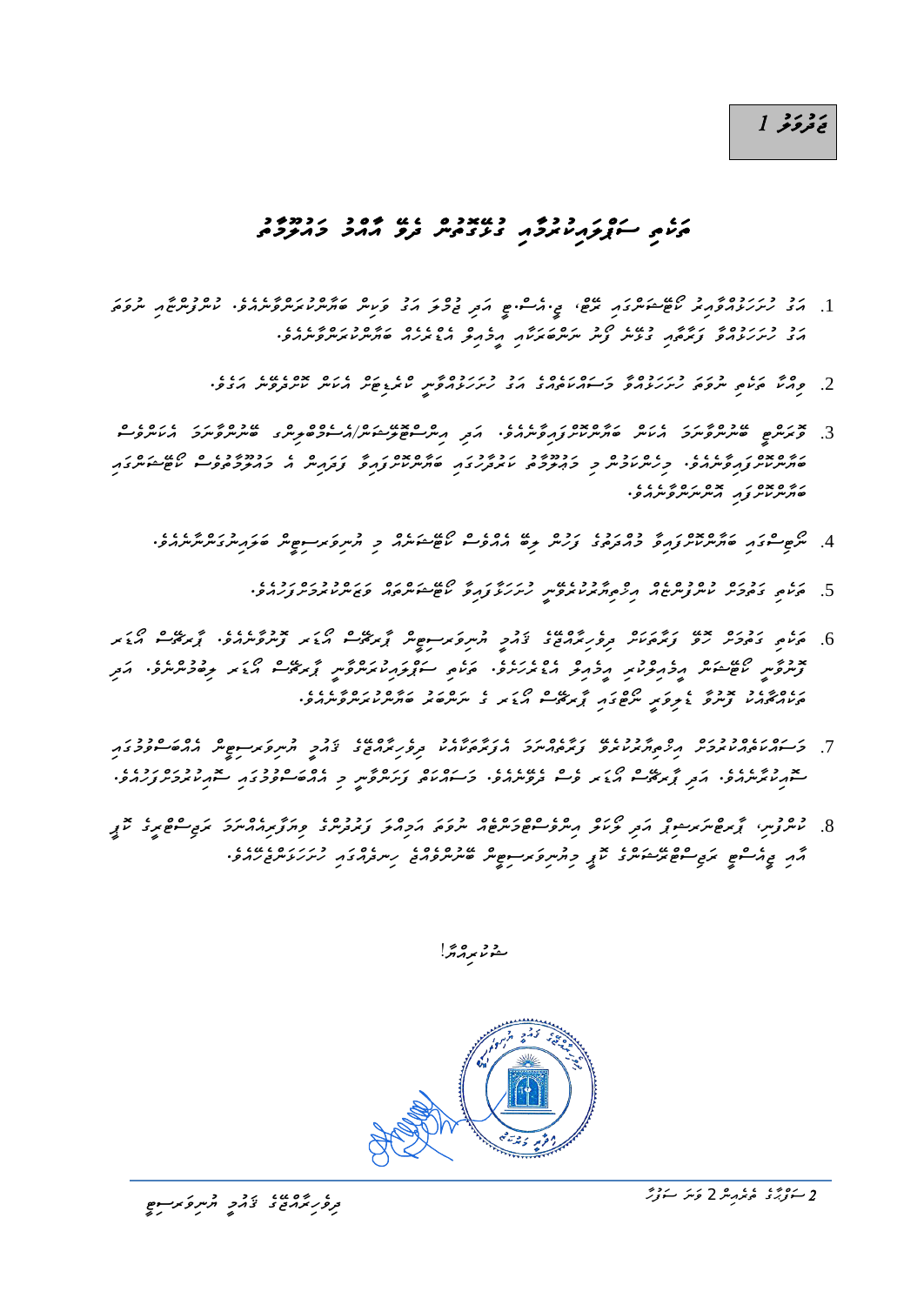**ޖަދުވަލު 1**

# ތަކެތި ސަޕްލައިކުރުމާއި ގުޅޭގޮތުން ދެވޭ އާއްމު މަޢުލޫމާތު

1. އަގު ހުށަހަޅުއްވާއިރު ކޯޓޭޝަނުގައި ރޭޓް، ޖީ.އެސް.ޓީ އަދި ޖުމްލަ އަގު ވަކިން ބަޔާންކުރަންވާނެއެވެ. ކުންފުނީގެ ނަމާއި އަގު ހުށަހަޅުއްވާ ފަރާތާއި ގުޅޭނެ ފޯނު ނަންބަރާއި އީމެއިލް އެޑްރެސް ބަޔާންކުރަންވާނެއެވެ.
2. ވިއްކާ ތަކެތި ނަމޫނާ ހުށަހަޅުއްވާއިރު މަސައްކަތްތަކުގެ އަގު ހުށަހަޅުއްވާ ފަރާތުން އެ ނަމޫނާ ހުށަހަޅަންވާނެއެވެ.
3. ޑެލިވަރީ ބޭނުންވާނަމަ އެކަން ބަޔާންކުރަންވާނެއެވެ. އަދި އިންސްޓޯލޭޝަން/އެސެމްބްލިންގ ބޭނުންވާނަމަ އެކަން ބަޔާންކުރަންވާނެއެވެ. މިނޫނަސް ތަކެތި މި މަޢުލޫމާތު ކަރުދާހުގައި ބަޔާންކޮށްފައިވާ ފަދައިން އެ މަޢުލޫމާތުތައް ކޯޓޭޝަނުގައި ބަޔާންކޮށްދީފައި އަންނަންވާނެއެވެ.
4. ނޯޓިސްގައި ބަޔާންކޮށްފައިވާ މުއްދަތުގެ ފަހުން ލިބޭ އެއްވެސް ކޯޓޭޝަނެއް މި އޮފީހުން ބަލައިނުގަނެވޭނެއެވެ.
5. ތަކެތި ގެނައުމަށް ކުންފުންޏެއް އިޚްތިޔާރުކުރެވުނީ ހުށަހަޅާފައިވާ ކޯޓޭޝަންތައް ވަޒަންކުރުމަށްފަހުއެވެ.
6. ތަކެތި ގެނައުން ހަވާލުކުރެވޭ ފަރާތަކުން ދިވެހިރާއްޖޭގެ ފެމިލީ ކޯޓުން ޕާޗޭސް އޯޑަރ ފޮނުވާނެއެވެ. ޕާޗޭސް އޯޑަރ ފޮނުވާނީ ކޯޓޭޝަނުގައި ބަޔާންކޮށްފައިވާ އީމެއިލް އެޑްރެހަށެވެ. ތަކެތި ސަޕްލައިކުރާނީ ޕާޗޭސް އޯޑަރގައި ބަޔާންކުރާ ތަކެތީގެ އަދަދަށެވެ. އަދި ތަކެތީގެ ބިލުގައި ޕާޗޭސް އޯޑަރ ނަންބަރު ބަޔާންކުރަންވާނެއެވެ.
7. މަސައްކަތް ނިމުމުން އިންވޮއިސް ފޮނުވާނީ ދިވެހިރާއްޖޭގެ ފެމިލީ ކޯޓުގެ އެކައުންޓްސް ސެކްޝަނަށެވެ. އަދި ޕާޗޭސް އޯޑަރ ކޮޕީ ފޮނުވާނެއެވެ. މަސައްކަތް ފުރިހަމަވުމާއި އެކައުންޓްސް ސެކްޝަނަށް ހުށަހަޅަންވާނެއެވެ.
8. ކުންފުނި، ޕާޓްނަރޝިޕް އަދި ފަރުދު ރަޖިސްޓްރޭޝަން ސެޓްފިކެޓް އާއި ޖީ.އެސް.ޓީ ރަޖިސްޓްރޭޝަން ކޮޕީ މި އޮފީހަށް ހުށަހަޅަންވާނެއެވެ.

ޝުކުރިއްޔާ!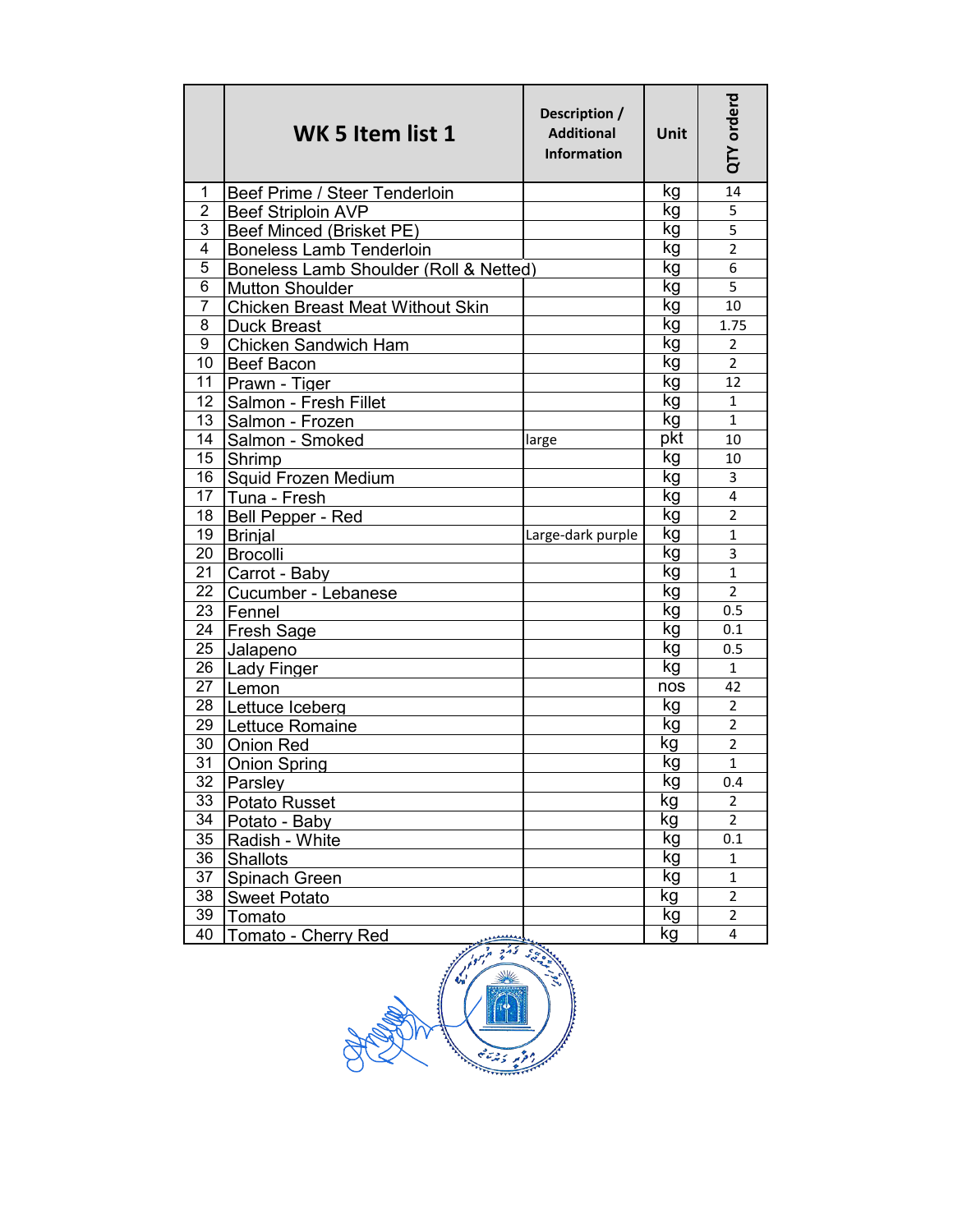| | WK 5 Item list 1 | Description / Additional Information | Unit | QTY orderd |
|---|---|---|---|---|
| 1 | Beef Prime / Steer Tenderloin | | kg | 14 |
| 2 | Beef Striploin AVP | | kg | 5 |
| 3 | Beef Minced (Brisket PE) | | kg | 5 |
| 4 | Boneless Lamb Tenderloin | | kg | 2 |
| 5 | Boneless Lamb Shoulder (Roll & Netted) | | kg | 6 |
| 6 | Mutton Shoulder | | kg | 5 |
| 7 | Chicken Breast Meat Without Skin | | kg | 10 |
| 8 | Duck Breast | | kg | 1.75 |
| 9 | Chicken Sandwich Ham | | kg | 2 |
| 10 | Beef Bacon | | kg | 2 |
| 11 | Prawn - Tiger | | kg | 12 |
| 12 | Salmon - Fresh Fillet | | kg | 1 |
| 13 | Salmon - Frozen | | kg | 1 |
| 14 | Salmon - Smoked | large | pkt | 10 |
| 15 | Shrimp | | kg | 10 |
| 16 | Squid Frozen Medium | | kg | 3 |
| 17 | Tuna - Fresh | | kg | 4 |
| 18 | Bell Pepper - Red | | kg | 2 |
| 19 | Brinjal | Large-dark purple | kg | 1 |
| 20 | Brocolli | | kg | 3 |
| 21 | Carrot - Baby | | kg | 1 |
| 22 | Cucumber - Lebanese | | kg | 2 |
| 23 | Fennel | | kg | 0.5 |
| 24 | Fresh Sage | | kg | 0.1 |
| 25 | Jalapeno | | kg | 0.5 |
| 26 | Lady Finger | | kg | 1 |
| 27 | Lemon | | nos | 42 |
| 28 | Lettuce Iceberg | | kg | 2 |
| 29 | Lettuce Romaine | | kg | 2 |
| 30 | Onion Red | | kg | 2 |
| 31 | Onion Spring | | kg | 1 |
| 32 | Parsley | | kg | 0.4 |
| 33 | Potato Russet | | kg | 2 |
| 34 | Potato - Baby | | kg | 2 |
| 35 | Radish - White | | kg | 0.1 |
| 36 | Shallots | | kg | 1 |
| 37 | Spinach Green | | kg | 1 |
| 38 | Sweet Potato | | kg | 2 |
| 39 | Tomato | | kg | 2 |
| 40 | Tomato - Cherry Red | | kg | 4 |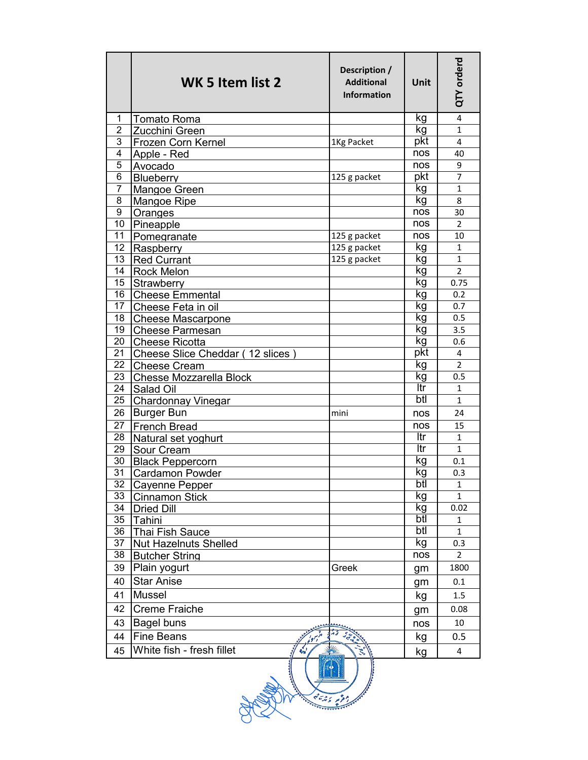| | WK 5 Item list 2 | Description / Additional Information | Unit | QTY orderd |
|---|---|---|---|---|
| 1 | Tomato Roma | | kg | 4 |
| 2 | Zucchini Green | | kg | 1 |
| 3 | Frozen Corn Kernel | 1Kg Packet | pkt | 4 |
| 4 | Apple - Red | | nos | 40 |
| 5 | Avocado | | nos | 9 |
| 6 | Blueberry | 125 g packet | pkt | 7 |
| 7 | Mangoe Green | | kg | 1 |
| 8 | Mangoe Ripe | | kg | 8 |
| 9 | Oranges | | nos | 30 |
| 10 | Pineapple | | nos | 2 |
| 11 | Pomegranate | 125 g packet | nos | 10 |
| 12 | Raspberry | 125 g packet | kg | 1 |
| 13 | Red Currant | 125 g packet | kg | 1 |
| 14 | Rock Melon | | kg | 2 |
| 15 | Strawberry | | kg | 0.75 |
| 16 | Cheese Emmental | | kg | 0.2 |
| 17 | Cheese Feta in oil | | kg | 0.7 |
| 18 | Cheese Mascarpone | | kg | 0.5 |
| 19 | Cheese Parmesan | | kg | 3.5 |
| 20 | Cheese Ricotta | | kg | 0.6 |
| 21 | Cheese Slice Cheddar ( 12 slices ) | | pkt | 4 |
| 22 | Cheese Cream | | kg | 2 |
| 23 | Chesse Mozzarella Block | | kg | 0.5 |
| 24 | Salad Oil | | ltr | 1 |
| 25 | Chardonnay Vinegar | | btl | 1 |
| 26 | Burger Bun | mini | nos | 24 |
| 27 | French Bread | | nos | 15 |
| 28 | Natural set yoghurt | | ltr | 1 |
| 29 | Sour Cream | | ltr | 1 |
| 30 | Black Peppercorn | | kg | 0.1 |
| 31 | Cardamon Powder | | kg | 0.3 |
| 32 | Cayenne Pepper | | btl | 1 |
| 33 | Cinnamon Stick | | kg | 1 |
| 34 | Dried Dill | | kg | 0.02 |
| 35 | Tahini | | btl | 1 |
| 36 | Thai Fish Sauce | | btl | 1 |
| 37 | Nut Hazelnuts Shelled | | kg | 0.3 |
| 38 | Butcher String | | nos | 2 |
| 39 | Plain yogurt | Greek | gm | 1800 |
| 40 | Star Anise | | gm | 0.1 |
| 41 | Mussel | | kg | 1.5 |
| 42 | Creme Fraiche | | gm | 0.08 |
| 43 | Bagel buns | | nos | 10 |
| 44 | Fine Beans | | kg | 0.5 |
| 45 | White fish - fresh fillet | | kg | 4 |